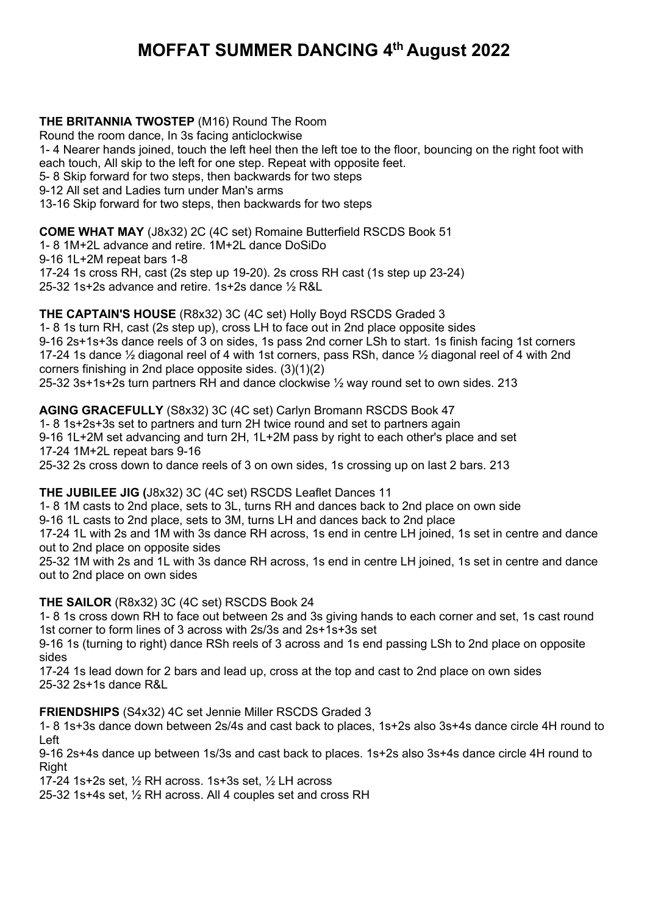# MOFFAT SUMMER DANCING 4th August 2022

**THE BRITANNIA TWOSTEP** (M16) Round The Room
Round the room dance, In 3s facing anticlockwise
1- 4 Nearer hands joined, touch the left heel then the left toe to the floor, bouncing on the right foot with each touch, All skip to the left for one step. Repeat with opposite feet.
5- 8 Skip forward for two steps, then backwards for two steps
9-12 All set and Ladies turn under Man's arms
13-16 Skip forward for two steps, then backwards for two steps

**COME WHAT MAY** (J8x32) 2C (4C set) Romaine Butterfield RSCDS Book 51
1- 8 1M+2L advance and retire. 1M+2L dance DoSiDo
9-16 1L+2M repeat bars 1-8
17-24 1s cross RH, cast (2s step up 19-20). 2s cross RH cast (1s step up 23-24)
25-32 1s+2s advance and retire. 1s+2s dance ½ R&L

**THE CAPTAIN'S HOUSE** (R8x32) 3C (4C set) Holly Boyd RSCDS Graded 3
1- 8 1s turn RH, cast (2s step up), cross LH to face out in 2nd place opposite sides
9-16 2s+1s+3s dance reels of 3 on sides, 1s pass 2nd corner LSh to start. 1s finish facing 1st corners
17-24 1s dance ½ diagonal reel of 4 with 1st corners, pass RSh, dance ½ diagonal reel of 4 with 2nd corners finishing in 2nd place opposite sides. (3)(1)(2)
25-32 3s+1s+2s turn partners RH and dance clockwise ½ way round set to own sides. 213

**AGING GRACEFULLY** (S8x32) 3C (4C set) Carlyn Bromann RSCDS Book 47
1- 8 1s+2s+3s set to partners and turn 2H twice round and set to partners again
9-16 1L+2M set advancing and turn 2H, 1L+2M pass by right to each other's place and set
17-24 1M+2L repeat bars 9-16
25-32 2s cross down to dance reels of 3 on own sides, 1s crossing up on last 2 bars. 213

**THE JUBILEE JIG (**J8x32) 3C (4C set) RSCDS Leaflet Dances 11
1- 8 1M casts to 2nd place, sets to 3L, turns RH and dances back to 2nd place on own side
9-16 1L casts to 2nd place, sets to 3M, turns LH and dances back to 2nd place
17-24 1L with 2s and 1M with 3s dance RH across, 1s end in centre LH joined, 1s set in centre and dance out to 2nd place on opposite sides
25-32 1M with 2s and 1L with 3s dance RH across, 1s end in centre LH joined, 1s set in centre and dance out to 2nd place on own sides

**THE SAILOR** (R8x32) 3C (4C set) RSCDS Book 24
1- 8 1s cross down RH to face out between 2s and 3s giving hands to each corner and set, 1s cast round 1st corner to form lines of 3 across with 2s/3s and 2s+1s+3s set
9-16 1s (turning to right) dance RSh reels of 3 across and 1s end passing LSh to 2nd place on opposite sides
17-24 1s lead down for 2 bars and lead up, cross at the top and cast to 2nd place on own sides
25-32 2s+1s dance R&L

**FRIENDSHIPS** (S4x32) 4C set Jennie Miller RSCDS Graded 3
1- 8 1s+3s dance down between 2s/4s and cast back to places, 1s+2s also 3s+4s dance circle 4H round to Left
9-16 2s+4s dance up between 1s/3s and cast back to places. 1s+2s also 3s+4s dance circle 4H round to Right
17-24 1s+2s set, ½ RH across. 1s+3s set, ½ LH across
25-32 1s+4s set, ½ RH across. All 4 couples set and cross RH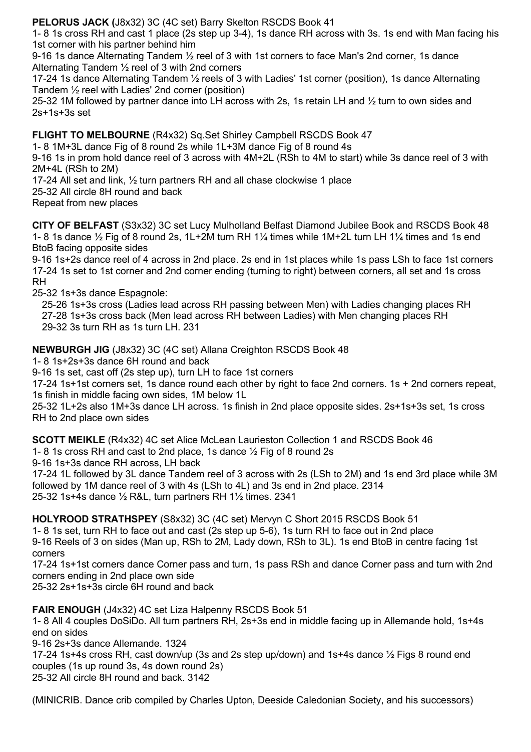**PELORUS JACK (**J8x32) 3C (4C set) Barry Skelton RSCDS Book 41

1- 8 1s cross RH and cast 1 place (2s step up 3-4), 1s dance RH across with 3s. 1s end with Man facing his 1st corner with his partner behind him

9-16 1s dance Alternating Tandem ½ reel of 3 with 1st corners to face Man's 2nd corner, 1s dance Alternating Tandem ½ reel of 3 with 2nd corners

17-24 1s dance Alternating Tandem ½ reels of 3 with Ladies' 1st corner (position), 1s dance Alternating Tandem ½ reel with Ladies' 2nd corner (position)

25-32 1M followed by partner dance into LH across with 2s, 1s retain LH and ½ turn to own sides and 2s+1s+3s set

**FLIGHT TO MELBOURNE** (R4x32) Sq.Set Shirley Campbell RSCDS Book 47

1- 8 1M+3L dance Fig of 8 round 2s while 1L+3M dance Fig of 8 round 4s

9-16 1s in prom hold dance reel of 3 across with 4M+2L (RSh to 4M to start) while 3s dance reel of 3 with 2M+4L (RSh to 2M)

17-24 All set and link, ½ turn partners RH and all chase clockwise 1 place

25-32 All circle 8H round and back

Repeat from new places

**CITY OF BELFAST** (S3x32) 3C set Lucy Mulholland Belfast Diamond Jubilee Book and RSCDS Book 48

1- 8 1s dance ½ Fig of 8 round 2s, 1L+2M turn RH 1¼ times while 1M+2L turn LH 1¼ times and 1s end BtoB facing opposite sides

9-16 1s+2s dance reel of 4 across in 2nd place. 2s end in 1st places while 1s pass LSh to face 1st corners

17-24 1s set to 1st corner and 2nd corner ending (turning to right) between corners, all set and 1s cross RH

25-32 1s+3s dance Espagnole:

- 25-26 1s+3s cross (Ladies lead across RH passing between Men) with Ladies changing places RH
- 27-28 1s+3s cross back (Men lead across RH between Ladies) with Men changing places RH
- 29-32 3s turn RH as 1s turn LH. 231

**NEWBURGH JIG** (J8x32) 3C (4C set) Allana Creighton RSCDS Book 48

1- 8 1s+2s+3s dance 6H round and back

9-16 1s set, cast off (2s step up), turn LH to face 1st corners

17-24 1s+1st corners set, 1s dance round each other by right to face 2nd corners. 1s + 2nd corners repeat, 1s finish in middle facing own sides, 1M below 1L

25-32 1L+2s also 1M+3s dance LH across. 1s finish in 2nd place opposite sides. 2s+1s+3s set, 1s cross RH to 2nd place own sides

**SCOTT MEIKLE** (R4x32) 4C set Alice McLean Laurieston Collection 1 and RSCDS Book 46

1- 8 1s cross RH and cast to 2nd place, 1s dance ½ Fig of 8 round 2s

9-16 1s+3s dance RH across, LH back

17-24 1L followed by 3L dance Tandem reel of 3 across with 2s (LSh to 2M) and 1s end 3rd place while 3M followed by 1M dance reel of 3 with 4s (LSh to 4L) and 3s end in 2nd place. 2314

25-32 1s+4s dance ½ R&L, turn partners RH 1½ times. 2341

**HOLYROOD STRATHSPEY** (S8x32) 3C (4C set) Mervyn C Short 2015 RSCDS Book 51

1- 8 1s set, turn RH to face out and cast (2s step up 5-6), 1s turn RH to face out in 2nd place

9-16 Reels of 3 on sides (Man up, RSh to 2M, Lady down, RSh to 3L). 1s end BtoB in centre facing 1st corners

17-24 1s+1st corners dance Corner pass and turn, 1s pass RSh and dance Corner pass and turn with 2nd corners ending in 2nd place own side

25-32 2s+1s+3s circle 6H round and back

**FAIR ENOUGH** (J4x32) 4C set Liza Halpenny RSCDS Book 51

1- 8 All 4 couples DoSiDo. All turn partners RH, 2s+3s end in middle facing up in Allemande hold, 1s+4s end on sides

9-16 2s+3s dance Allemande. 1324

17-24 1s+4s cross RH, cast down/up (3s and 2s step up/down) and 1s+4s dance ½ Figs 8 round end couples (1s up round 3s, 4s down round 2s)

25-32 All circle 8H round and back. 3142

(MINICRIB. Dance crib compiled by Charles Upton, Deeside Caledonian Society, and his successors)